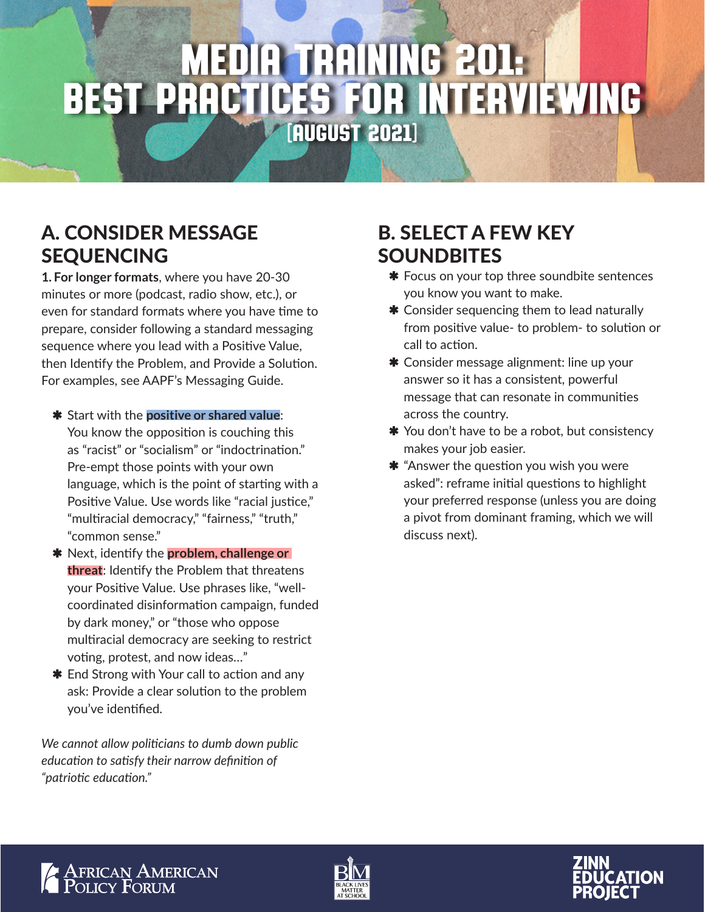# MEDIA TRAINING 201: BEST PRACTICES FOR INTERVIEWING

[AUGUST 2021]

## A. CONSIDER MESSAGE SEQUENCING

**1. For longer formats**, where you have 20-30 minutes or more (podcast, radio show, etc.), or even for standard formats where you have time to prepare, consider following a standard messaging sequence where you lead with a Positive Value, then Identify the Problem, and Provide a Solution. For examples, see AAPF's Messaging Guide.

- Start with the **positive or shared value**: You know the opposition is couching this as "racist" or "socialism" or "indoctrination." Pre-empt those points with your own language, which is the point of starting with a Positive Value. Use words like "racial justice," "multiracial democracy," "fairness," "truth," "common sense."
- Next, identify the **problem, challenge or threat**: Identify the Problem that threatens your Positive Value. Use phrases like, "well-coordinated disinformation campaign, funded by dark money," or "those who oppose multiracial democracy are seeking to restrict voting, protest, and now ideas…"
- End Strong with Your call to action and any ask: Provide a clear solution to the problem you've identified.

*We cannot allow politicians to dumb down public education to satisfy their narrow definition of "patriotic education."*

## B. SELECT A FEW KEY SOUNDBITES

- Focus on your top three soundbite sentences you know you want to make.
- Consider sequencing them to lead naturally from positive value- to problem- to solution or call to action.
- Consider message alignment: line up your answer so it has a consistent, powerful message that can resonate in communities across the country.
- You don't have to be a robot, but consistency makes your job easier.
- "Answer the question you wish you were asked": reframe initial questions to highlight your preferred response (unless you are doing a pivot from dominant framing, which we will discuss next).

African American Policy Forum | Black Lives Matter at School | Zinn Education Project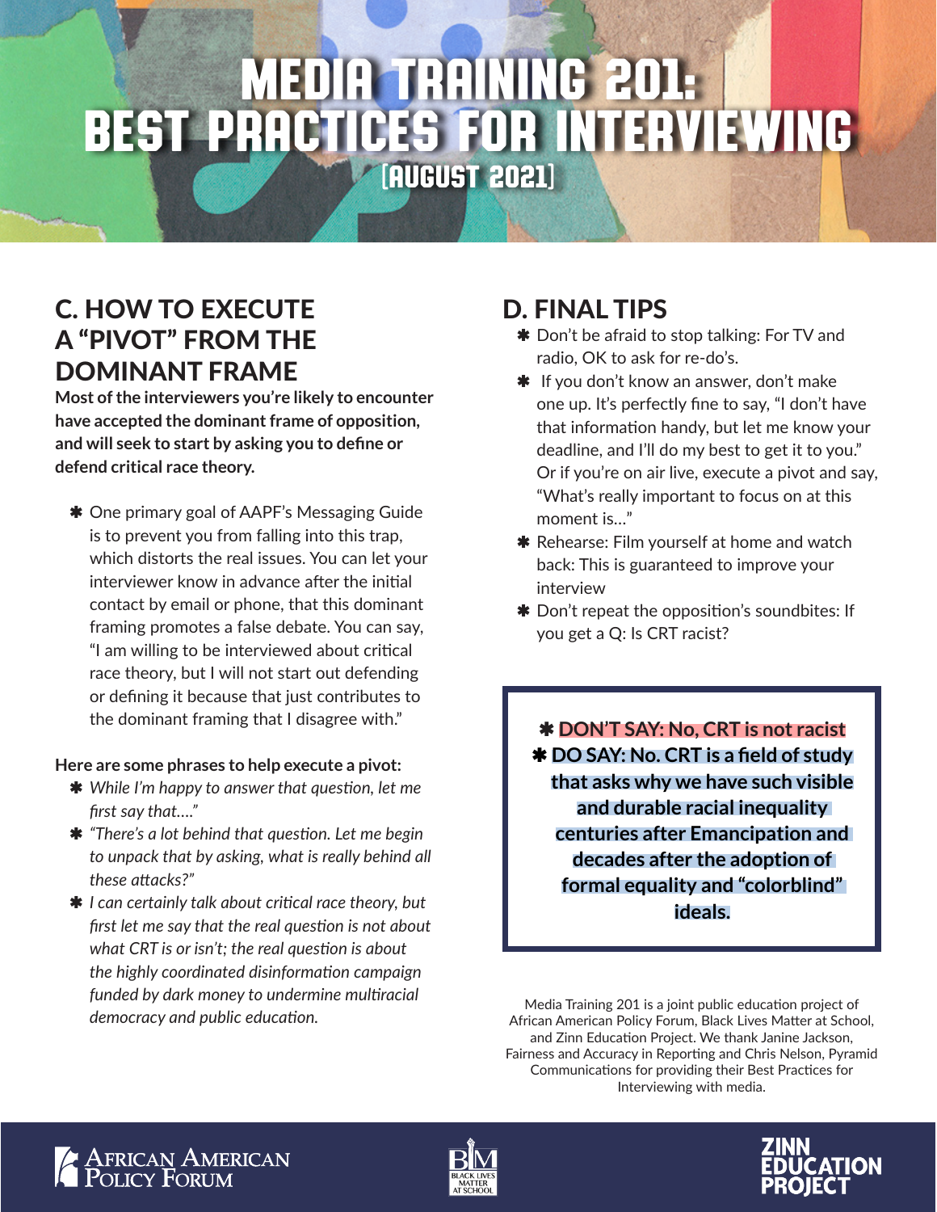# MEDIA TRAINING 201: BEST PRACTICES FOR INTERVIEWING

(AUGUST 2021)

## C. HOW TO EXECUTE A "PIVOT" FROM THE DOMINANT FRAME

**Most of the interviewers you're likely to encounter have accepted the dominant frame of opposition, and will seek to start by asking you to define or defend critical race theory.**

- One primary goal of AAPF's Messaging Guide is to prevent you from falling into this trap, which distorts the real issues. You can let your interviewer know in advance after the initial contact by email or phone, that this dominant framing promotes a false debate. You can say, "I am willing to be interviewed about critical race theory, but I will not start out defending or defining it because that just contributes to the dominant framing that I disagree with."

**Here are some phrases to help execute a pivot:**

- *While I'm happy to answer that question, let me first say that…."*
- *"There's a lot behind that question. Let me begin to unpack that by asking, what is really behind all these attacks?"*
- *I can certainly talk about critical race theory, but first let me say that the real question is not about what CRT is or isn't; the real question is about the highly coordinated disinformation campaign funded by dark money to undermine multiracial democracy and public education.*

## D. FINAL TIPS

- Don't be afraid to stop talking: For TV and radio, OK to ask for re-do's.
- If you don't know an answer, don't make one up. It's perfectly fine to say, "I don't have that information handy, but let me know your deadline, and I'll do my best to get it to you." Or if you're on air live, execute a pivot and say, "What's really important to focus on at this moment is…"
- Rehearse: Film yourself at home and watch back: This is guaranteed to improve your interview
- Don't repeat the opposition's soundbites: If you get a Q: Is CRT racist?

> **DON'T SAY: No, CRT is not racist**
>
> **DO SAY: No. CRT is a field of study that asks why we have such visible and durable racial inequality centuries after Emancipation and decades after the adoption of formal equality and "colorblind" ideals.**

Media Training 201 is a joint public education project of African American Policy Forum, Black Lives Matter at School, and Zinn Education Project. We thank Janine Jackson, Fairness and Accuracy in Reporting and Chris Nelson, Pyramid Communications for providing their Best Practices for Interviewing with media.

African American Policy Forum | Black Lives Matter at School | Zinn Education Project